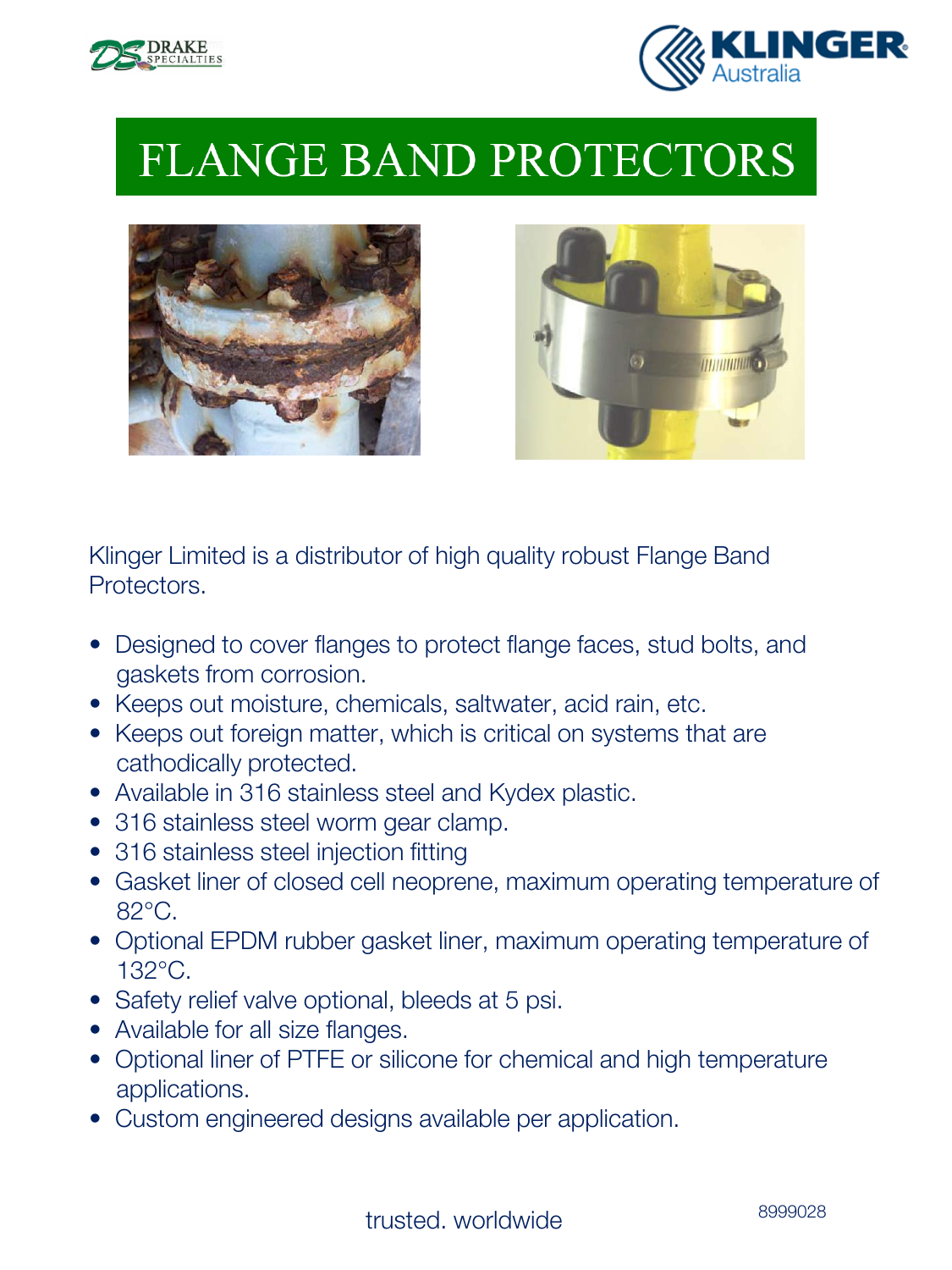# FLANGE BAND PROTECTORS

Klinger Limited is a distributor of high quality robust Flange Band Protectors.

- Designed to cover flanges to protect flange faces, stud bolts, and gaskets from corrosion.
- Keeps out moisture, chemicals, saltwater, acid rain, etc.
- Keeps out foreign matter, which is critical on systems that are cathodically protected.
- Available in 316 stainless steel and Kydex plastic.
- 316 stainless steel worm gear clamp.
- 316 stainless steel injection fitting
- Gasket liner of closed cell neoprene, maximum operating temperature of 82°C.
- Optional EPDM rubber gasket liner, maximum operating temperature of 132°C.
- Safety relief valve optional, bleeds at 5 psi.
- Available for all size flanges.
- Optional liner of PTFE or silicone for chemical and high temperature applications.
- Custom engineered designs available per application.

trusted. worldwide

8999028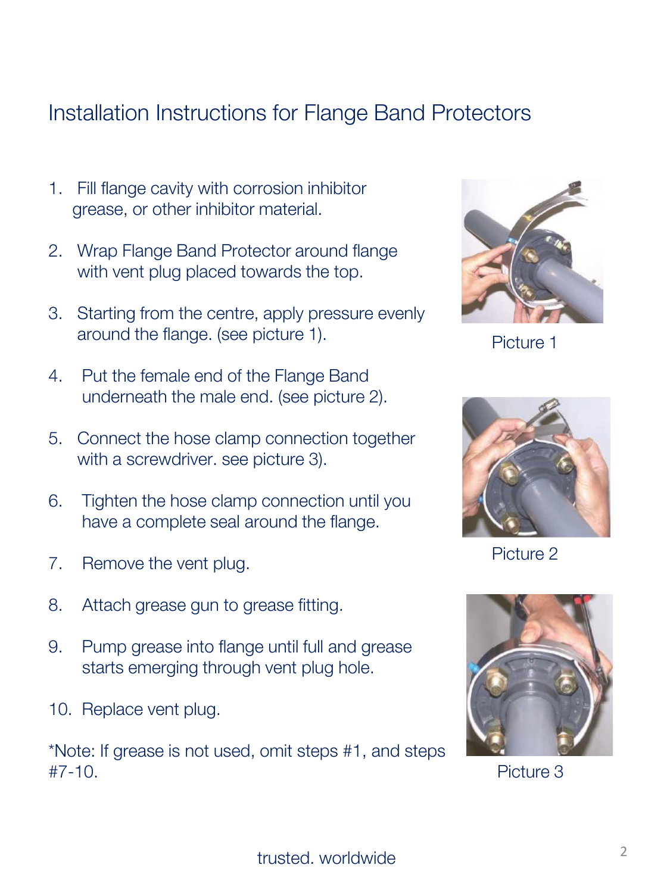# Installation Instructions for Flange Band Protectors

1. Fill flange cavity with corrosion inhibitor grease, or other inhibitor material.
2. Wrap Flange Band Protector around flange with vent plug placed towards the top.
3. Starting from the centre, apply pressure evenly around the flange. (see picture 1).
4. Put the female end of the Flange Band underneath the male end. (see picture 2).
5. Connect the hose clamp connection together with a screwdriver. see picture 3).
6. Tighten the hose clamp connection until you have a complete seal around the flange.
7. Remove the vent plug.
8. Attach grease gun to grease fitting.
9. Pump grease into flange until full and grease starts emerging through vent plug hole.
10. Replace vent plug.

*Note: If grease is not used, omit steps #1, and steps #7-10.

Picture 1

Picture 2

Picture 3

trusted. worldwide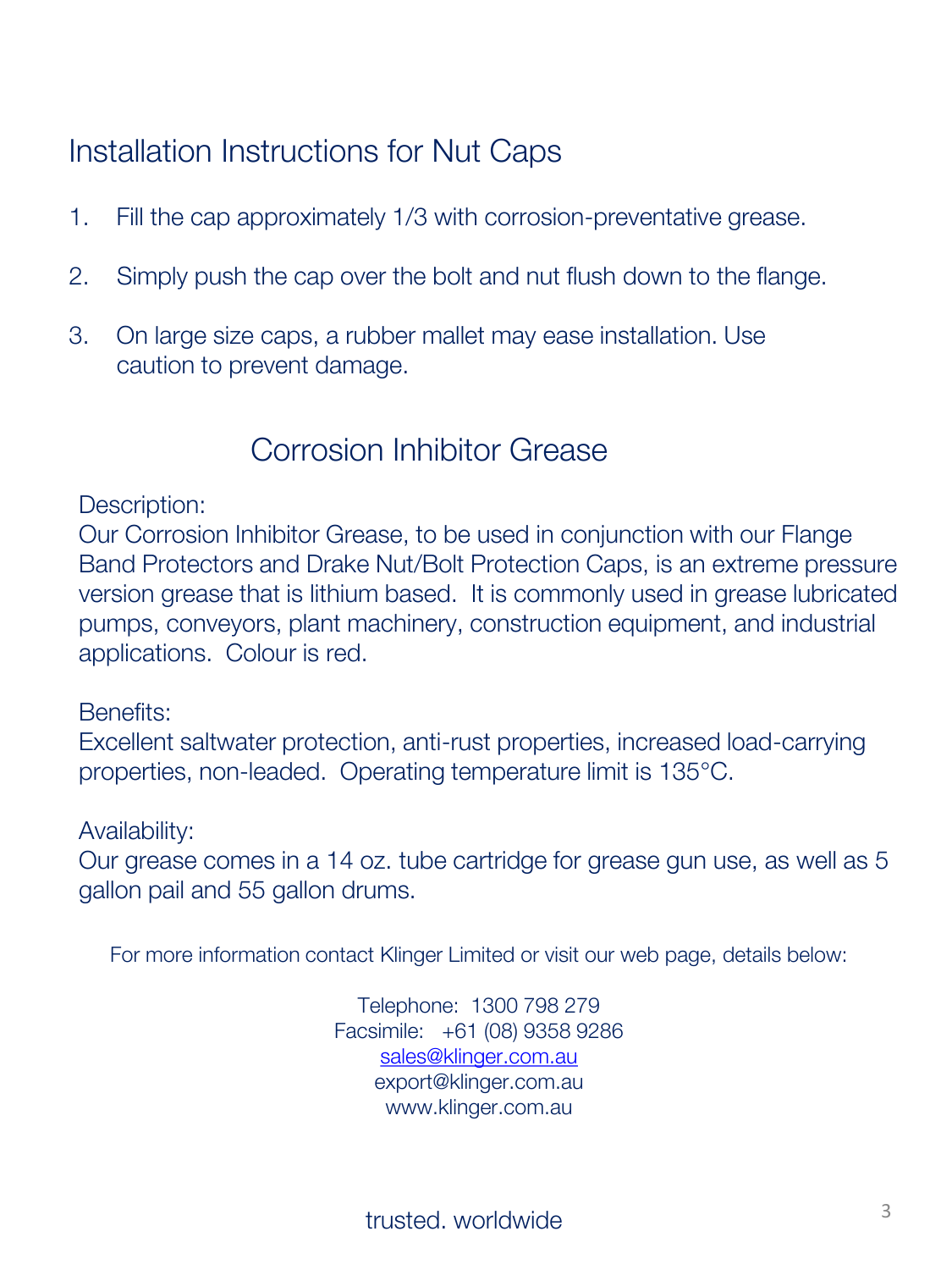## Installation Instructions for Nut Caps

1. Fill the cap approximately 1/3 with corrosion-preventative grease.
2. Simply push the cap over the bolt and nut flush down to the flange.
3. On large size caps, a rubber mallet may ease installation. Use caution to prevent damage.

## Corrosion Inhibitor Grease

Description:
Our Corrosion Inhibitor Grease, to be used in conjunction with our Flange Band Protectors and Drake Nut/Bolt Protection Caps, is an extreme pressure version grease that is lithium based. It is commonly used in grease lubricated pumps, conveyors, plant machinery, construction equipment, and industrial applications. Colour is red.

Benefits:
Excellent saltwater protection, anti-rust properties, increased load-carrying properties, non-leaded. Operating temperature limit is 135°C.

Availability:
Our grease comes in a 14 oz. tube cartridge for grease gun use, as well as 5 gallon pail and 55 gallon drums.

For more information contact Klinger Limited or visit our web page, details below:

Telephone: 1300 798 279
Facsimile: +61 (08) 9358 9286
sales@klinger.com.au
export@klinger.com.au
www.klinger.com.au

trusted. worldwide